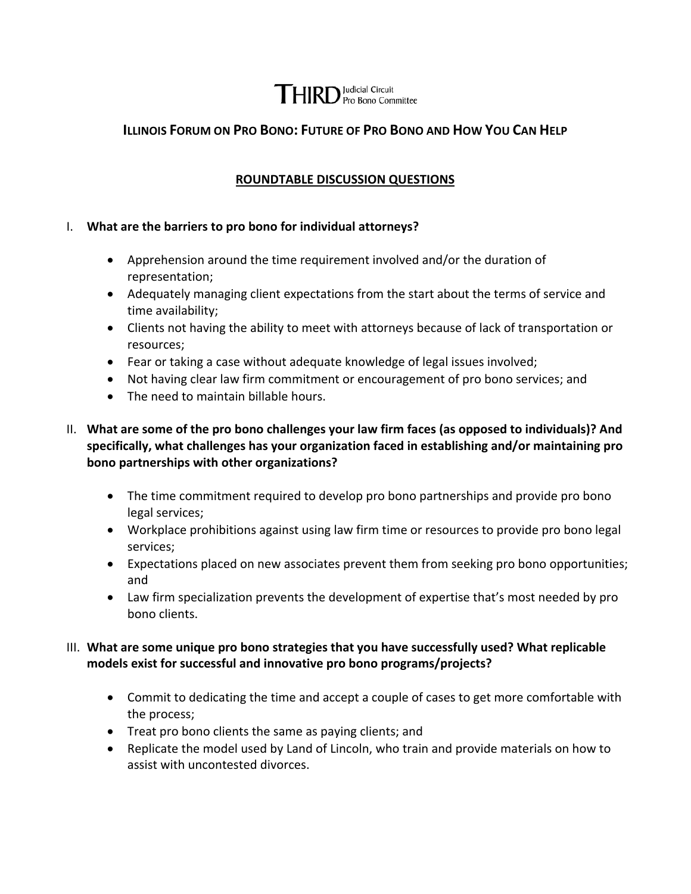THIRD Judicial Circuit Pro Bono Committee

# ILLINOIS FORUM ON PRO BONO: FUTURE OF PRO BONO AND HOW YOU CAN HELP

## ROUNDTABLE DISCUSSION QUESTIONS

I. **What are the barriers to pro bono for individual attorneys?**

- Apprehension around the time requirement involved and/or the duration of representation;
- Adequately managing client expectations from the start about the terms of service and time availability;
- Clients not having the ability to meet with attorneys because of lack of transportation or resources;
- Fear or taking a case without adequate knowledge of legal issues involved;
- Not having clear law firm commitment or encouragement of pro bono services; and
- The need to maintain billable hours.

II. **What are some of the pro bono challenges your law firm faces (as opposed to individuals)? And specifically, what challenges has your organization faced in establishing and/or maintaining pro bono partnerships with other organizations?**

- The time commitment required to develop pro bono partnerships and provide pro bono legal services;
- Workplace prohibitions against using law firm time or resources to provide pro bono legal services;
- Expectations placed on new associates prevent them from seeking pro bono opportunities; and
- Law firm specialization prevents the development of expertise that's most needed by pro bono clients.

III. **What are some unique pro bono strategies that you have successfully used? What replicable models exist for successful and innovative pro bono programs/projects?**

- Commit to dedicating the time and accept a couple of cases to get more comfortable with the process;
- Treat pro bono clients the same as paying clients; and
- Replicate the model used by Land of Lincoln, who train and provide materials on how to assist with uncontested divorces.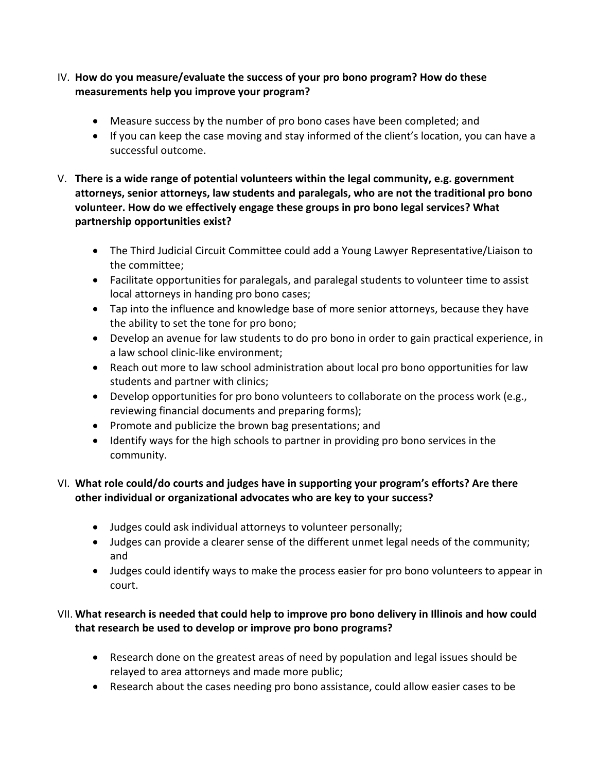IV. **How do you measure/evaluate the success of your pro bono program? How do these measurements help you improve your program?**

- Measure success by the number of pro bono cases have been completed; and
- If you can keep the case moving and stay informed of the client's location, you can have a successful outcome.

V. **There is a wide range of potential volunteers within the legal community, e.g. government attorneys, senior attorneys, law students and paralegals, who are not the traditional pro bono volunteer. How do we effectively engage these groups in pro bono legal services? What partnership opportunities exist?**

- The Third Judicial Circuit Committee could add a Young Lawyer Representative/Liaison to the committee;
- Facilitate opportunities for paralegals, and paralegal students to volunteer time to assist local attorneys in handing pro bono cases;
- Tap into the influence and knowledge base of more senior attorneys, because they have the ability to set the tone for pro bono;
- Develop an avenue for law students to do pro bono in order to gain practical experience, in a law school clinic-like environment;
- Reach out more to law school administration about local pro bono opportunities for law students and partner with clinics;
- Develop opportunities for pro bono volunteers to collaborate on the process work (e.g., reviewing financial documents and preparing forms);
- Promote and publicize the brown bag presentations; and
- Identify ways for the high schools to partner in providing pro bono services in the community.

VI. **What role could/do courts and judges have in supporting your program's efforts? Are there other individual or organizational advocates who are key to your success?**

- Judges could ask individual attorneys to volunteer personally;
- Judges can provide a clearer sense of the different unmet legal needs of the community; and
- Judges could identify ways to make the process easier for pro bono volunteers to appear in court.

VII. **What research is needed that could help to improve pro bono delivery in Illinois and how could that research be used to develop or improve pro bono programs?**

- Research done on the greatest areas of need by population and legal issues should be relayed to area attorneys and made more public;
- Research about the cases needing pro bono assistance, could allow easier cases to be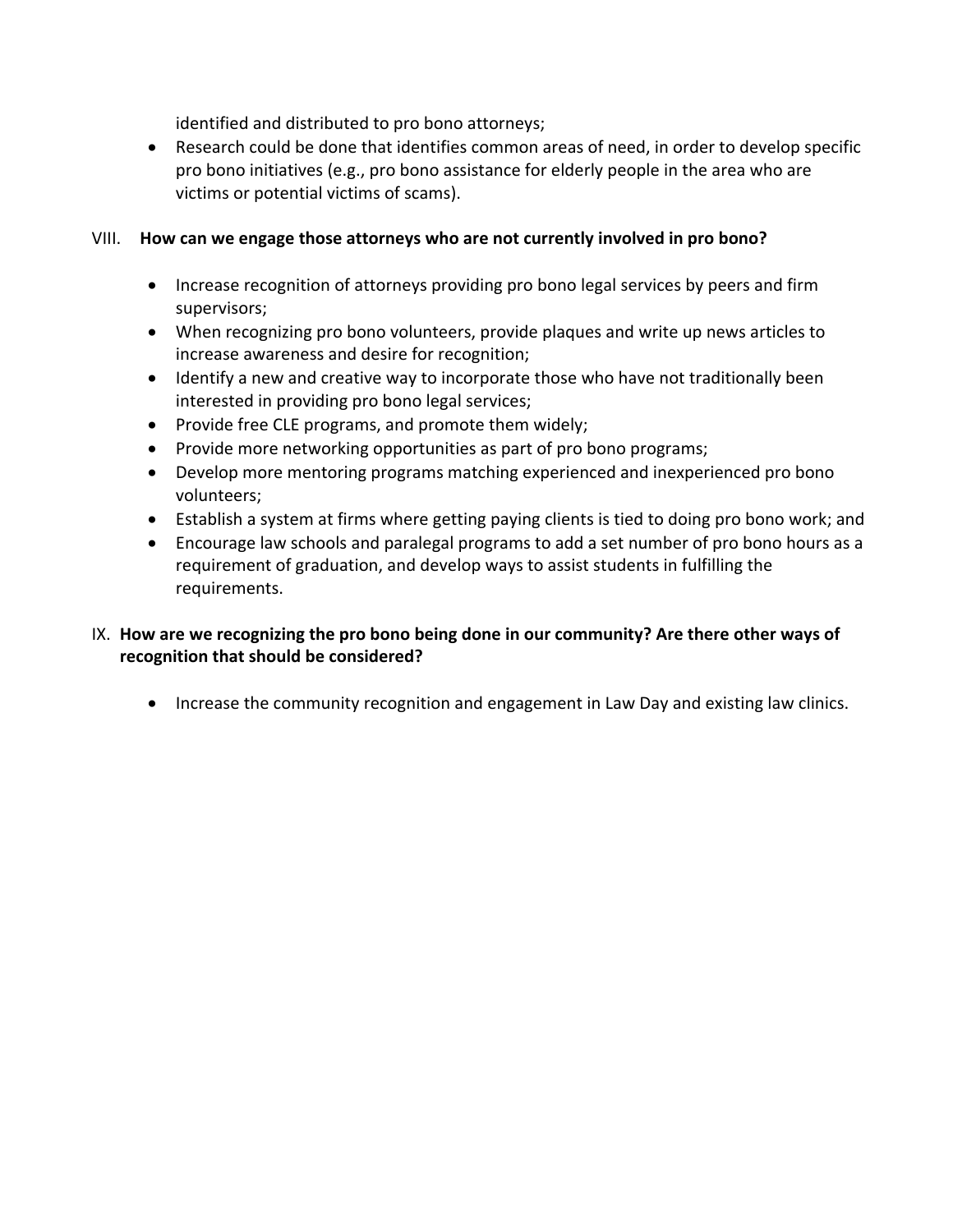identified and distributed to pro bono attorneys;

- Research could be done that identifies common areas of need, in order to develop specific pro bono initiatives (e.g., pro bono assistance for elderly people in the area who are victims or potential victims of scams).

## VIII. How can we engage those attorneys who are not currently involved in pro bono?

- Increase recognition of attorneys providing pro bono legal services by peers and firm supervisors;
- When recognizing pro bono volunteers, provide plaques and write up news articles to increase awareness and desire for recognition;
- Identify a new and creative way to incorporate those who have not traditionally been interested in providing pro bono legal services;
- Provide free CLE programs, and promote them widely;
- Provide more networking opportunities as part of pro bono programs;
- Develop more mentoring programs matching experienced and inexperienced pro bono volunteers;
- Establish a system at firms where getting paying clients is tied to doing pro bono work; and
- Encourage law schools and paralegal programs to add a set number of pro bono hours as a requirement of graduation, and develop ways to assist students in fulfilling the requirements.

## IX. How are we recognizing the pro bono being done in our community? Are there other ways of recognition that should be considered?

- Increase the community recognition and engagement in Law Day and existing law clinics.